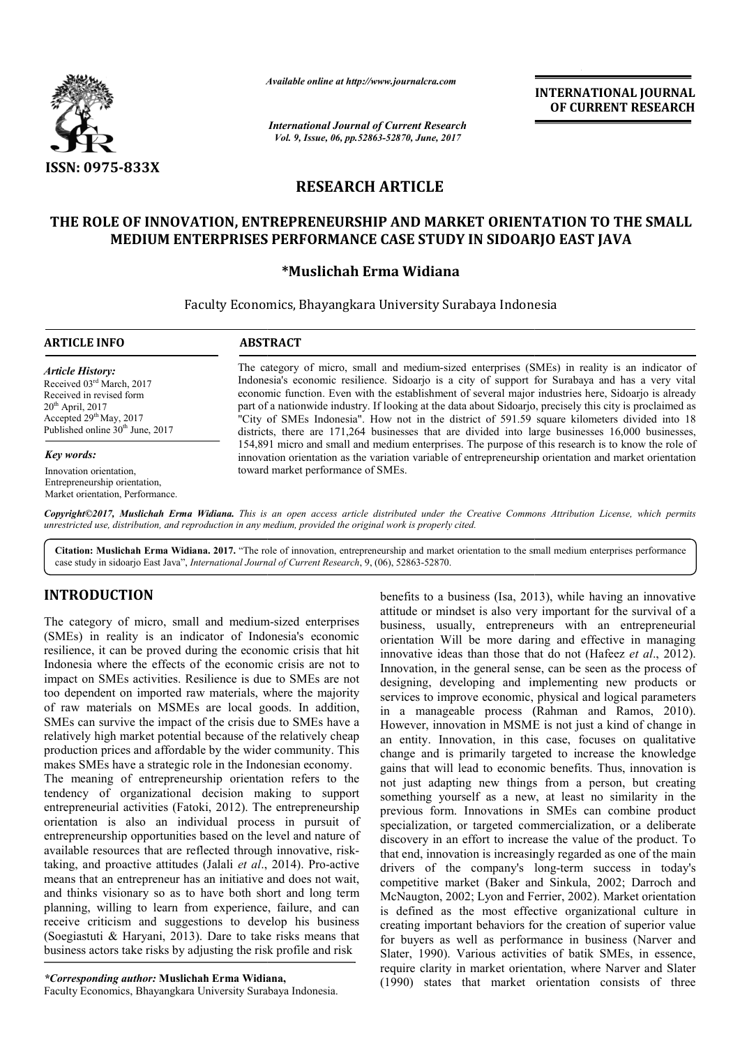*Available online at http://www.journalcra.com*

*International Journal of Current Research*
*Vol. 9, Issue, 06, pp.52863-52870, June, 2017*

**INTERNATIONAL JOURNAL OF CURRENT RESEARCH**

ISSN: 0975-833X

## RESEARCH ARTICLE

# THE ROLE OF INNOVATION, ENTREPRENEURSHIP AND MARKET ORIENTATION TO THE SMALL MEDIUM ENTERPRISES PERFORMANCE CASE STUDY IN SIDOARJO EAST JAVA

**\*Muslichah Erma Widiana**

Faculty Economics, Bhayangkara University Surabaya Indonesia

**ARTICLE INFO**

*Article History:*
Received 03rd March, 2017
Received in revised form 20th April, 2017
Accepted 29th May, 2017
Published online 30th June, 2017

*Key words:*
Innovation orientation,
Entrepreneurship orientation,
Market orientation, Performance.

**ABSTRACT**

The category of micro, small and medium-sized enterprises (SMEs) in reality is an indicator of Indonesia's economic resilience. Sidoarjo is a city of support for Surabaya and has a very vital economic function. Even with the establishment of several major industries here, Sidoarjo is already part of a nationwide industry. If looking at the data about Sidoarjo, precisely this city is proclaimed as "City of SMEs Indonesia". How not in the district of 591.59 square kilometers divided into 18 districts, there are 171,264 businesses that are divided into large businesses 16,000 businesses, 154,891 micro and small and medium enterprises. The purpose of this research is to know the role of innovation orientation as the variation variable of entrepreneurship orientation and market orientation toward market performance of SMEs.

*Copyright©2017, Muslichah Erma Widiana. This is an open access article distributed under the Creative Commons Attribution License, which permits unrestricted use, distribution, and reproduction in any medium, provided the original work is properly cited.*

**Citation: Muslichah Erma Widiana. 2017.** "The role of innovation, entrepreneurship and market orientation to the small medium enterprises performance case study in sidoarjo East Java", *International Journal of Current Research*, 9, (06), 52863-52870.

## INTRODUCTION

The category of micro, small and medium-sized enterprises (SMEs) in reality is an indicator of Indonesia's economic resilience, it can be proved during the economic crisis that hit Indonesia where the effects of the economic crisis are not to impact on SMEs activities. Resilience is due to SMEs are not too dependent on imported raw materials, where the majority of raw materials on MSMEs are local goods. In addition, SMEs can survive the impact of the crisis due to SMEs have a relatively high market potential because of the relatively cheap production prices and affordable by the wider community. This makes SMEs have a strategic role in the Indonesian economy.

The meaning of entrepreneurship orientation refers to the tendency of organizational decision making to support entrepreneurial activities (Fatoki, 2012). The entrepreneurship orientation is also an individual process in pursuit of entrepreneurship opportunities based on the level and nature of available resources that are reflected through innovative, risk-taking, and proactive attitudes (Jalali *et al*., 2014). Pro-active means that an entrepreneur has an initiative and does not wait, and thinks visionary so as to have both short and long term planning, willing to learn from experience, failure, and can receive criticism and suggestions to develop his business (Soegiastuti & Haryani, 2013). Dare to take risks means that business actors take risks by adjusting the risk profile and risk benefits to a business (Isa, 2013), while having an innovative attitude or mindset is also very important for the survival of a business, usually, entrepreneurs with an entrepreneurial orientation Will be more daring and effective in managing innovative ideas than those that do not (Hafeez *et al*., 2012). Innovation, in the general sense, can be seen as the process of designing, developing and implementing new products or services to improve economic, physical and logical parameters in a manageable process (Rahman and Ramos, 2010). However, innovation in MSME is not just a kind of change in an entity. Innovation, in this case, focuses on qualitative change and is primarily targeted to increase the knowledge gains that will lead to economic benefits. Thus, innovation is not just adapting new things from a person, but creating something yourself as a new, at least no similarity in the previous form. Innovations in SMEs can combine product specialization, or targeted commercialization, or a deliberate discovery in an effort to increase the value of the product. To that end, innovation is increasingly regarded as one of the main drivers of the company's long-term success in today's competitive market (Baker and Sinkula, 2002; Darroch and McNaugton, 2002; Lyon and Ferrier, 2002). Market orientation is defined as the most effective organizational culture in creating important behaviors for the creation of superior value for buyers as well as performance in business (Narver and Slater, 1990). Various activities of batik SMEs, in essence, require clarity in market orientation, where Narver and Slater (1990) states that market orientation consists of three

*\*Corresponding author:* **Muslichah Erma Widiana,**
Faculty Economics, Bhayangkara University Surabaya Indonesia.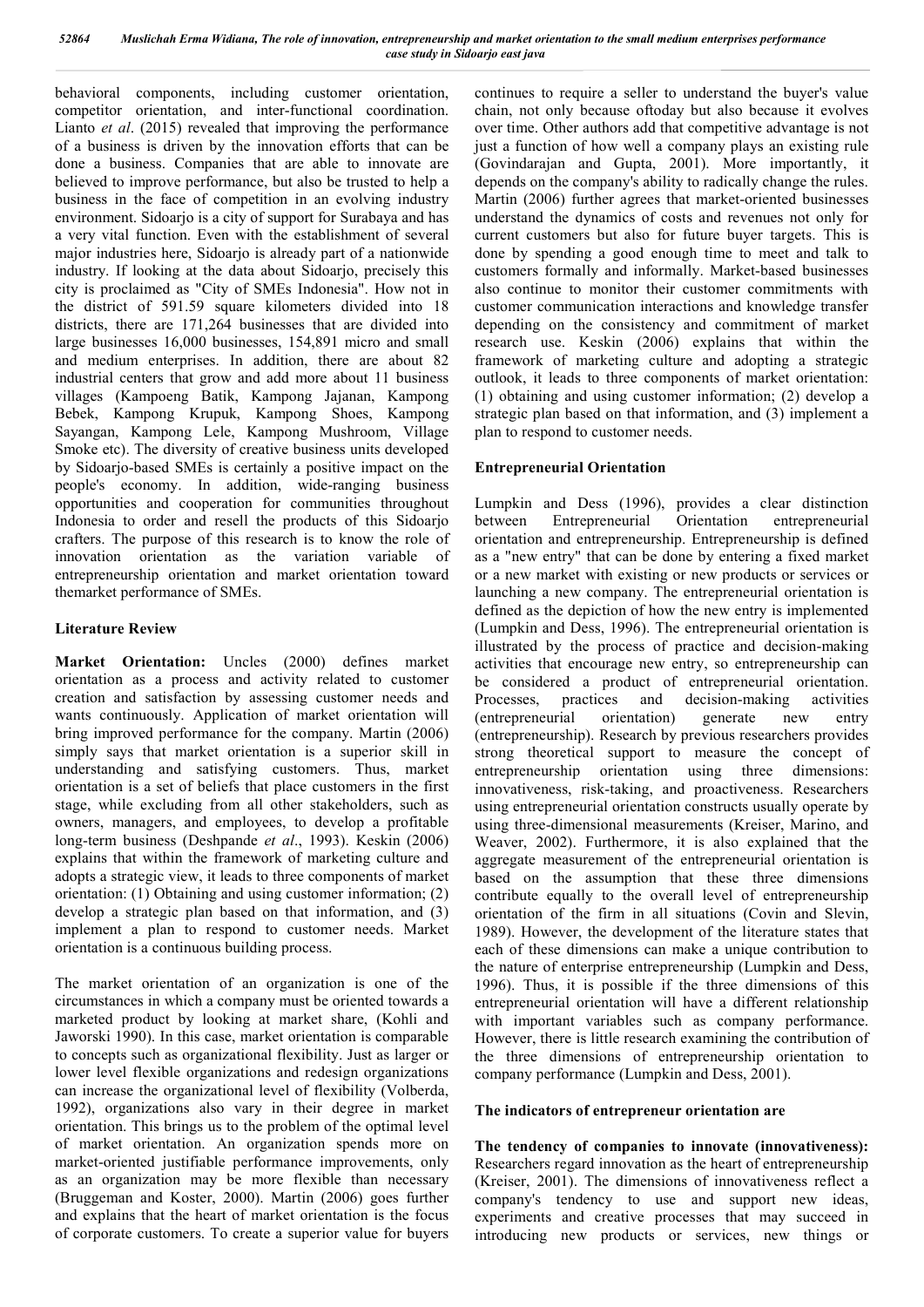behavioral components, including customer orientation, competitor orientation, and inter-functional coordination. Lianto *et al*. (2015) revealed that improving the performance of a business is driven by the innovation efforts that can be done a business. Companies that are able to innovate are believed to improve performance, but also be trusted to help a business in the face of competition in an evolving industry environment. Sidoarjo is a city of support for Surabaya and has a very vital function. Even with the establishment of several major industries here, Sidoarjo is already part of a nationwide industry. If looking at the data about Sidoarjo, precisely this city is proclaimed as "City of SMEs Indonesia". How not in the district of 591.59 square kilometers divided into 18 districts, there are 171,264 businesses that are divided into large businesses 16,000 businesses, 154,891 micro and small and medium enterprises. In addition, there are about 82 industrial centers that grow and add more about 11 business villages (Kampoeng Batik, Kampong Jajanan, Kampong Bebek, Kampong Krupuk, Kampong Shoes, Kampong Sayangan, Kampong Lele, Kampong Mushroom, Village Smoke etc). The diversity of creative business units developed by Sidoarjo-based SMEs is certainly a positive impact on the people's economy. In addition, wide-ranging business opportunities and cooperation for communities throughout Indonesia to order and resell the products of this Sidoarjo crafters. The purpose of this research is to know the role of innovation orientation as the variation variable of entrepreneurship orientation and market orientation toward themarket performance of SMEs.

## Literature Review

**Market Orientation:** Uncles (2000) defines market orientation as a process and activity related to customer creation and satisfaction by assessing customer needs and wants continuously. Application of market orientation will bring improved performance for the company. Martin (2006) simply says that market orientation is a superior skill in understanding and satisfying customers. Thus, market orientation is a set of beliefs that place customers in the first stage, while excluding from all other stakeholders, such as owners, managers, and employees, to develop a profitable long-term business (Deshpande *et al*., 1993). Keskin (2006) explains that within the framework of marketing culture and adopts a strategic view, it leads to three components of market orientation: (1) Obtaining and using customer information; (2) develop a strategic plan based on that information, and (3) implement a plan to respond to customer needs. Market orientation is a continuous building process.

The market orientation of an organization is one of the circumstances in which a company must be oriented towards a marketed product by looking at market share, (Kohli and Jaworski 1990). In this case, market orientation is comparable to concepts such as organizational flexibility. Just as larger or lower level flexible organizations and redesign organizations can increase the organizational level of flexibility (Volberda, 1992), organizations also vary in their degree in market orientation. This brings us to the problem of the optimal level of market orientation. An organization spends more on market-oriented justifiable performance improvements, only as an organization may be more flexible than necessary (Bruggeman and Koster, 2000). Martin (2006) goes further and explains that the heart of market orientation is the focus of corporate customers. To create a superior value for buyers continues to require a seller to understand the buyer's value chain, not only because oftoday but also because it evolves over time. Other authors add that competitive advantage is not just a function of how well a company plays an existing rule (Govindarajan and Gupta, 2001). More importantly, it depends on the company's ability to radically change the rules. Martin (2006) further agrees that market-oriented businesses understand the dynamics of costs and revenues not only for current customers but also for future buyer targets. This is done by spending a good enough time to meet and talk to customers formally and informally. Market-based businesses also continue to monitor their customer commitments with customer communication interactions and knowledge transfer depending on the consistency and commitment of market research use. Keskin (2006) explains that within the framework of marketing culture and adopting a strategic outlook, it leads to three components of market orientation: (1) obtaining and using customer information; (2) develop a strategic plan based on that information, and (3) implement a plan to respond to customer needs.

### Entrepreneurial Orientation

Lumpkin and Dess (1996), provides a clear distinction between Entrepreneurial Orientation entrepreneurial orientation and entrepreneurship. Entrepreneurship is defined as a "new entry" that can be done by entering a fixed market or a new market with existing or new products or services or launching a new company. The entrepreneurial orientation is defined as the depiction of how the new entry is implemented (Lumpkin and Dess, 1996). The entrepreneurial orientation is illustrated by the process of practice and decision-making activities that encourage new entry, so entrepreneurship can be considered a product of entrepreneurial orientation. Processes, practices and decision-making activities (entrepreneurial orientation) generate new entry (entrepreneurship). Research by previous researchers provides strong theoretical support to measure the concept of entrepreneurship orientation using three dimensions: innovativeness, risk-taking, and proactiveness. Researchers using entrepreneurial orientation constructs usually operate by using three-dimensional measurements (Kreiser, Marino, and Weaver, 2002). Furthermore, it is also explained that the aggregate measurement of the entrepreneurial orientation is based on the assumption that these three dimensions contribute equally to the overall level of entrepreneurship orientation of the firm in all situations (Covin and Slevin, 1989). However, the development of the literature states that each of these dimensions can make a unique contribution to the nature of enterprise entrepreneurship (Lumpkin and Dess, 1996). Thus, it is possible if the three dimensions of this entrepreneurial orientation will have a different relationship with important variables such as company performance. However, there is little research examining the contribution of the three dimensions of entrepreneurship orientation to company performance (Lumpkin and Dess, 2001).

### The indicators of entrepreneur orientation are

**The tendency of companies to innovate (innovativeness):** Researchers regard innovation as the heart of entrepreneurship (Kreiser, 2001). The dimensions of innovativeness reflect a company's tendency to use and support new ideas, experiments and creative processes that may succeed in introducing new products or services, new things or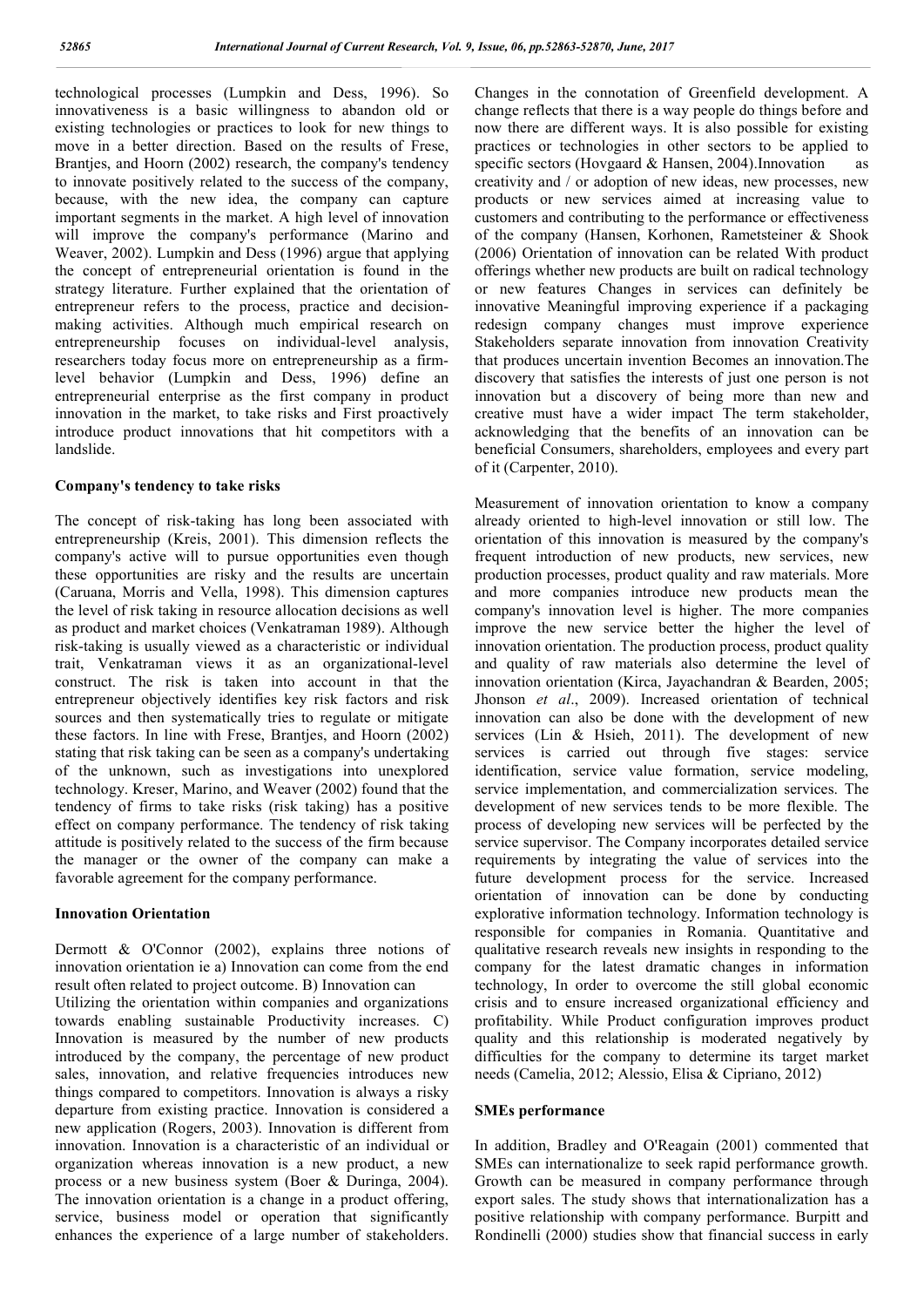technological processes (Lumpkin and Dess, 1996). So innovativeness is a basic willingness to abandon old or existing technologies or practices to look for new things to move in a better direction. Based on the results of Frese, Brantjes, and Hoorn (2002) research, the company's tendency to innovate positively related to the success of the company, because, with the new idea, the company can capture important segments in the market. A high level of innovation will improve the company's performance (Marino and Weaver, 2002). Lumpkin and Dess (1996) argue that applying the concept of entrepreneurial orientation is found in the strategy literature. Further explained that the orientation of entrepreneur refers to the process, practice and decision-making activities. Although much empirical research on entrepreneurship focuses on individual-level analysis, researchers today focus more on entrepreneurship as a firm-level behavior (Lumpkin and Dess, 1996) define an entrepreneurial enterprise as the first company in product innovation in the market, to take risks and First proactively introduce product innovations that hit competitors with a landslide.

### Company's tendency to take risks

The concept of risk-taking has long been associated with entrepreneurship (Kreis, 2001). This dimension reflects the company's active will to pursue opportunities even though these opportunities are risky and the results are uncertain (Caruana, Morris and Vella, 1998). This dimension captures the level of risk taking in resource allocation decisions as well as product and market choices (Venkatraman 1989). Although risk-taking is usually viewed as a characteristic or individual trait, Venkatraman views it as an organizational-level construct. The risk is taken into account in that the entrepreneur objectively identifies key risk factors and risk sources and then systematically tries to regulate or mitigate these factors. In line with Frese, Brantjes, and Hoorn (2002) stating that risk taking can be seen as a company's undertaking of the unknown, such as investigations into unexplored technology. Kreser, Marino, and Weaver (2002) found that the tendency of firms to take risks (risk taking) has a positive effect on company performance. The tendency of risk taking attitude is positively related to the success of the firm because the manager or the owner of the company can make a favorable agreement for the company performance.

### Innovation Orientation

Dermott & O'Connor (2002), explains three notions of innovation orientation ie a) Innovation can come from the end result often related to project outcome. B) Innovation can Utilizing the orientation within companies and organizations towards enabling sustainable Productivity increases. C) Innovation is measured by the number of new products introduced by the company, the percentage of new product sales, innovation, and relative frequencies introduces new things compared to competitors. Innovation is always a risky departure from existing practice. Innovation is considered a new application (Rogers, 2003). Innovation is different from innovation. Innovation is a characteristic of an individual or organization whereas innovation is a new product, a new process or a new business system (Boer & Duringa, 2004). The innovation orientation is a change in a product offering, service, business model or operation that significantly enhances the experience of a large number of stakeholders. Changes in the connotation of Greenfield development. A change reflects that there is a way people do things before and now there are different ways. It is also possible for existing practices or technologies in other sectors to be applied to specific sectors (Hovgaard & Hansen, 2004).Innovation as creativity and / or adoption of new ideas, new processes, new products or new services aimed at increasing value to customers and contributing to the performance or effectiveness of the company (Hansen, Korhonen, Rametsteiner & Shook (2006) Orientation of innovation can be related With product offerings whether new products are built on radical technology or new features Changes in services can definitely be innovative Meaningful improving experience if a packaging redesign company changes must improve experience Stakeholders separate innovation from innovation Creativity that produces uncertain invention Becomes an innovation.The discovery that satisfies the interests of just one person is not innovation but a discovery of being more than new and creative must have a wider impact The term stakeholder, acknowledging that the benefits of an innovation can be beneficial Consumers, shareholders, employees and every part of it (Carpenter, 2010).

Measurement of innovation orientation to know a company already oriented to high-level innovation or still low. The orientation of this innovation is measured by the company's frequent introduction of new products, new services, new production processes, product quality and raw materials. More and more companies introduce new products mean the company's innovation level is higher. The more companies improve the new service better the higher the level of innovation orientation. The production process, product quality and quality of raw materials also determine the level of innovation orientation (Kirca, Jayachandran & Bearden, 2005; Jhonson *et al*., 2009). Increased orientation of technical innovation can also be done with the development of new services (Lin & Hsieh, 2011). The development of new services is carried out through five stages: service identification, service value formation, service modeling, service implementation, and commercialization services. The development of new services tends to be more flexible. The process of developing new services will be perfected by the service supervisor. The Company incorporates detailed service requirements by integrating the value of services into the future development process for the service. Increased orientation of innovation can be done by conducting explorative information technology. Information technology is responsible for companies in Romania. Quantitative and qualitative research reveals new insights in responding to the company for the latest dramatic changes in information technology, In order to overcome the still global economic crisis and to ensure increased organizational efficiency and profitability. While Product configuration improves product quality and this relationship is moderated negatively by difficulties for the company to determine its target market needs (Camelia, 2012; Alessio, Elisa & Cipriano, 2012)

### SMEs performance

In addition, Bradley and O'Reagain (2001) commented that SMEs can internationalize to seek rapid performance growth. Growth can be measured in company performance through export sales. The study shows that internationalization has a positive relationship with company performance. Burpitt and Rondinelli (2000) studies show that financial success in early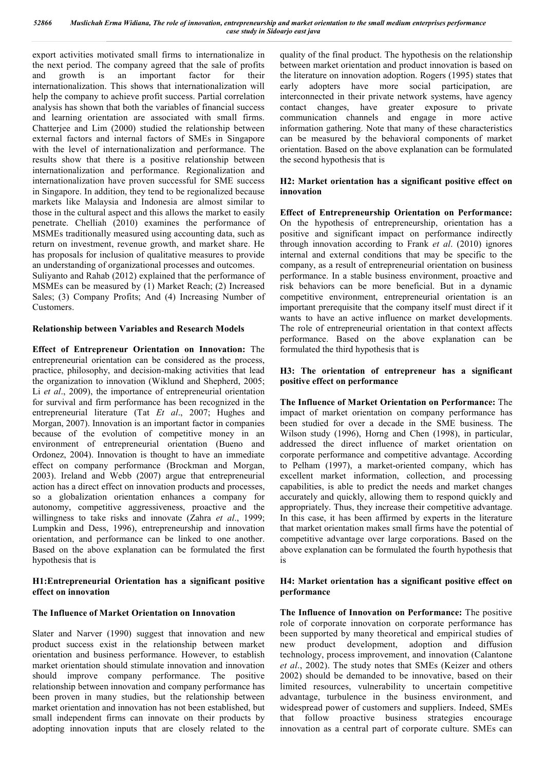export activities motivated small firms to internationalize in the next period. The company agreed that the sale of profits and growth is an important factor for their internationalization. This shows that internationalization will help the company to achieve profit success. Partial correlation analysis has shown that both the variables of financial success and learning orientation are associated with small firms. Chatterjee and Lim (2000) studied the relationship between external factors and internal factors of SMEs in Singapore with the level of internationalization and performance. The results show that there is a positive relationship between internationalization and performance. Regionalization and internationalization have proven successful for SME success in Singapore. In addition, they tend to be regionalized because markets like Malaysia and Indonesia are almost similar to those in the cultural aspect and this allows the market to easily penetrate. Chelliah (2010) examines the performance of MSMEs traditionally measured using accounting data, such as return on investment, revenue growth, and market share. He has proposals for inclusion of qualitative measures to provide an understanding of organizational processes and outcomes.

Suliyanto and Rahab (2012) explained that the performance of MSMEs can be measured by (1) Market Reach; (2) Increased Sales; (3) Company Profits; And (4) Increasing Number of Customers.

### Relationship between Variables and Research Models

**Effect of Entrepreneur Orientation on Innovation:** The entrepreneurial orientation can be considered as the process, practice, philosophy, and decision-making activities that lead the organization to innovation (Wiklund and Shepherd, 2005; Li *et al*., 2009), the importance of entrepreneurial orientation for survival and firm performance has been recognized in the entrepreneurial literature (Tat *Et al*., 2007; Hughes and Morgan, 2007). Innovation is an important factor in companies because of the evolution of competitive money in an environment of entrepreneurial orientation (Bueno and Ordonez, 2004). Innovation is thought to have an immediate effect on company performance (Brockman and Morgan, 2003). Ireland and Webb (2007) argue that entrepreneurial action has a direct effect on innovation products and processes, so a globalization orientation enhances a company for autonomy, competitive aggressiveness, proactive and the willingness to take risks and innovate (Zahra *et al*., 1999; Lumpkin and Dess, 1996), entrepreneurship and innovation orientation, and performance can be linked to one another. Based on the above explanation can be formulated the first hypothesis that is

**H1:Entrepreneurial Orientation has a significant positive effect on innovation**

### The Influence of Market Orientation on Innovation

Slater and Narver (1990) suggest that innovation and new product success exist in the relationship between market orientation and business performance. However, to establish market orientation should stimulate innovation and innovation should improve company performance. The positive relationship between innovation and company performance has been proven in many studies, but the relationship between market orientation and innovation has not been established, but small independent firms can innovate on their products by adopting innovation inputs that are closely related to the quality of the final product. The hypothesis on the relationship between market orientation and product innovation is based on the literature on innovation adoption. Rogers (1995) states that early adopters have more social participation, are interconnected in their private network systems, have agency contact changes, have greater exposure to private communication channels and engage in more active information gathering. Note that many of these characteristics can be measured by the behavioral components of market orientation. Based on the above explanation can be formulated the second hypothesis that is

**H2: Market orientation has a significant positive effect on innovation**

**Effect of Entrepreneurship Orientation on Performance:** On the hypothesis of entrepreneurship, orientation has a positive and significant impact on performance indirectly through innovation according to Frank *et al*. (2010) ignores internal and external conditions that may be specific to the company, as a result of entrepreneurial orientation on business performance. In a stable business environment, proactive and risk behaviors can be more beneficial. But in a dynamic competitive environment, entrepreneurial orientation is an important prerequisite that the company itself must direct if it wants to have an active influence on market developments. The role of entrepreneurial orientation in that context affects performance. Based on the above explanation can be formulated the third hypothesis that is

**H3: The orientation of entrepreneur has a significant positive effect on performance**

**The Influence of Market Orientation on Performance:** The impact of market orientation on company performance has been studied for over a decade in the SME business. The Wilson study (1996), Horng and Chen (1998), in particular, addressed the direct influence of market orientation on corporate performance and competitive advantage. According to Pelham (1997), a market-oriented company, which has excellent market information, collection, and processing capabilities, is able to predict the needs and market changes accurately and quickly, allowing them to respond quickly and appropriately. Thus, they increase their competitive advantage. In this case, it has been affirmed by experts in the literature that market orientation makes small firms have the potential of competitive advantage over large corporations. Based on the above explanation can be formulated the fourth hypothesis that is

**H4: Market orientation has a significant positive effect on performance**

**The Influence of Innovation on Performance:** The positive role of corporate innovation on corporate performance has been supported by many theoretical and empirical studies of new product development, adoption and diffusion technology, process improvement, and innovation (Calantone *et al*., 2002). The study notes that SMEs (Keizer and others 2002) should be demanded to be innovative, based on their limited resources, vulnerability to uncertain competitive advantage, turbulence in the business environment, and widespread power of customers and suppliers. Indeed, SMEs that follow proactive business strategies encourage innovation as a central part of corporate culture. SMEs can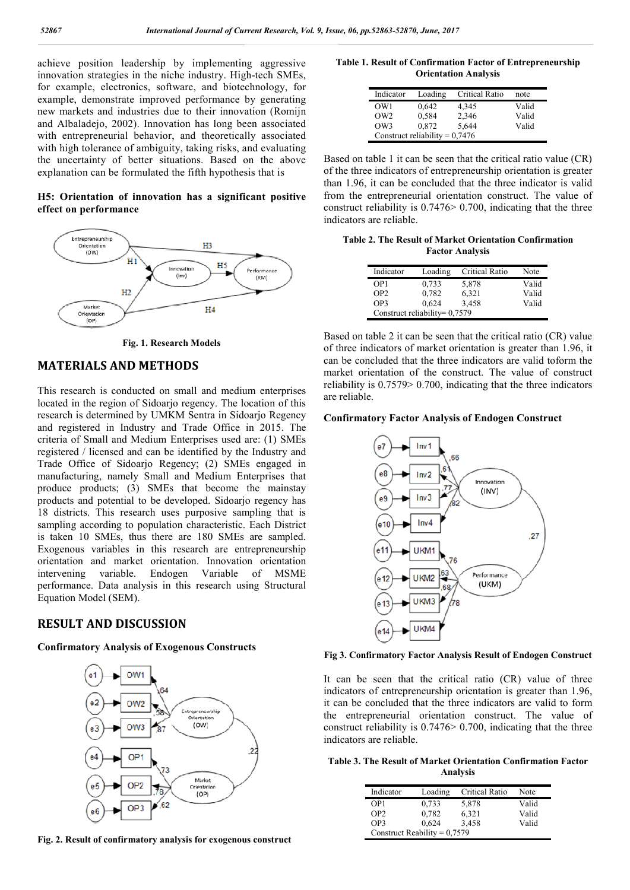achieve position leadership by implementing aggressive innovation strategies in the niche industry. High-tech SMEs, for example, electronics, software, and biotechnology, for example, demonstrate improved performance by generating new markets and industries due to their innovation (Romijn and Albaladejo, 2002). Innovation has long been associated with entrepreneurial behavior, and theoretically associated with high tolerance of ambiguity, taking risks, and evaluating the uncertainty of better situations. Based on the above explanation can be formulated the fifth hypothesis that is

**H5: Orientation of innovation has a significant positive effect on performance**

**Fig. 1. Research Models**

## MATERIALS AND METHODS

This research is conducted on small and medium enterprises located in the region of Sidoarjo regency. The location of this research is determined by UMKM Sentra in Sidoarjo Regency and registered in Industry and Trade Office in 2015. The criteria of Small and Medium Enterprises used are: (1) SMEs registered / licensed and can be identified by the Industry and Trade Office of Sidoarjo Regency; (2) SMEs engaged in manufacturing, namely Small and Medium Enterprises that produce products; (3) SMEs that become the mainstay products and potential to be developed. Sidoarjo regency has 18 districts. This research uses purposive sampling that is sampling according to population characteristic. Each District is taken 10 SMEs, thus there are 180 SMEs are sampled. Exogenous variables in this research are entrepreneurship orientation and market orientation. Innovation orientation intervening variable. Endogen Variable of MSME performance. Data analysis in this research using Structural Equation Model (SEM).

## RESULT AND DISCUSSION

### Confirmatory Analysis of Exogenous Constructs

**Fig. 2. Result of confirmatory analysis for exogenous construct**

**Table 1. Result of Confirmation Factor of Entrepreneurship Orientation Analysis**

| Indicator | Loading | Critical Ratio | note |
|---|---|---|---|
| OW1 | 0,642 | 4,345 | Valid |
| OW2 | 0,584 | 2,346 | Valid |
| OW3 | 0,872 | 5,644 | Valid |
| Construct reliability = 0,7476 | | | |

Based on table 1 it can be seen that the critical ratio value (CR) of the three indicators of entrepreneurship orientation is greater than 1.96, it can be concluded that the three indicator is valid from the entrepreneurial orientation construct. The value of construct reliability is 0.7476> 0.700, indicating that the three indicators are reliable.

**Table 2. The Result of Market Orientation Confirmation Factor Analysis**

| Indicator | Loading | Critical Ratio | Note |
|---|---|---|---|
| OP1 | 0,733 | 5,878 | Valid |
| OP2 | 0,782 | 6,321 | Valid |
| OP3 | 0,624 | 3,458 | Valid |
| Construct reliability= 0,7579 | | | |

Based on table 2 it can be seen that the critical ratio (CR) value of three indicators of market orientation is greater than 1.96, it can be concluded that the three indicators are valid toform the market orientation of the construct. The value of construct reliability is 0.7579> 0.700, indicating that the three indicators are reliable.

### Confirmatory Factor Analysis of Endogen Construct

**Fig 3. Confirmatory Factor Analysis Result of Endogen Construct**

It can be seen that the critical ratio (CR) value of three indicators of entrepreneurship orientation is greater than 1.96, it can be concluded that the three indicators are valid to form the entrepreneurial orientation construct. The value of construct reliability is 0.7476> 0.700, indicating that the three indicators are reliable.

**Table 3. The Result of Market Orientation Confirmation Factor Analysis**

| Indicator | Loading | Critical Ratio | Note |
|---|---|---|---|
| OP1 | 0,733 | 5,878 | Valid |
| OP2 | 0,782 | 6,321 | Valid |
| OP3 | 0,624 | 3,458 | Valid |
| Construct Reability = 0,7579 | | | |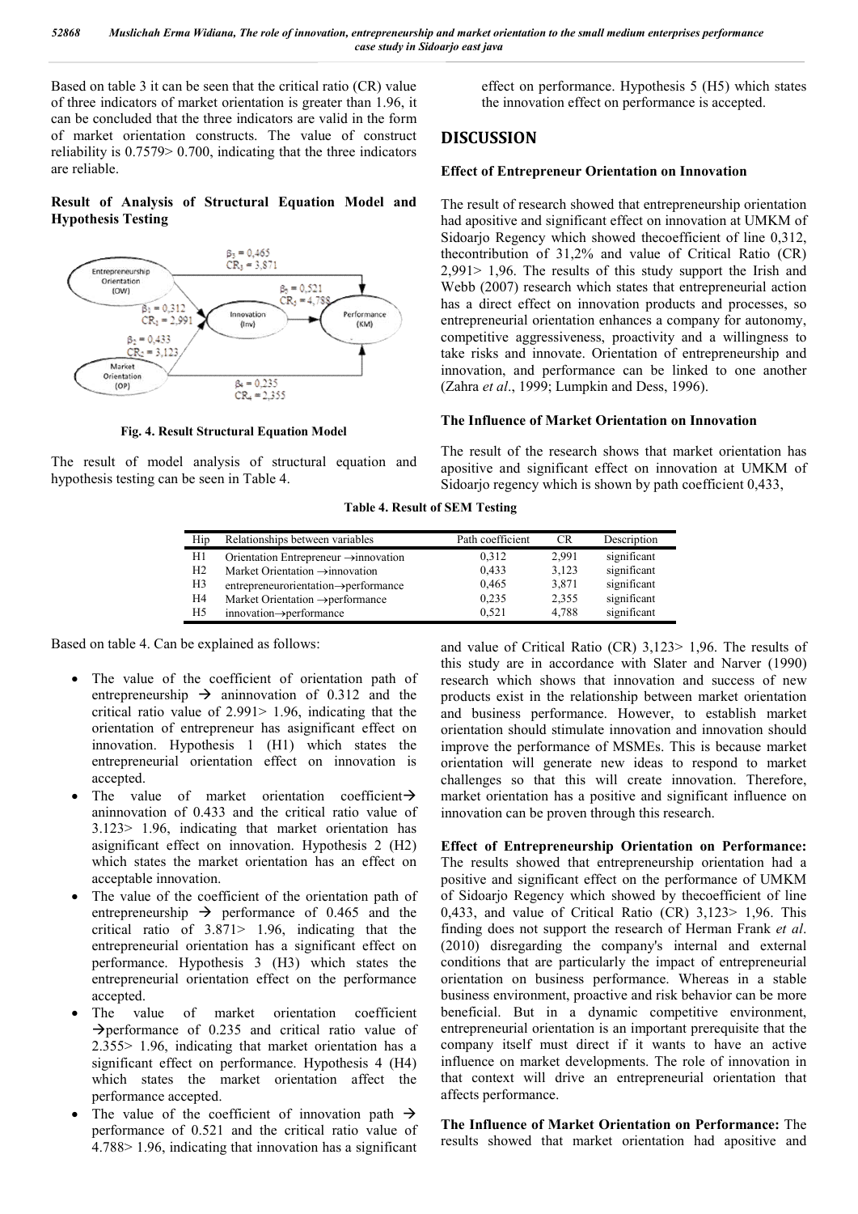Based on table 3 it can be seen that the critical ratio (CR) value of three indicators of market orientation is greater than 1.96, it can be concluded that the three indicators are valid in the form of market orientation constructs. The value of construct reliability is 0.7579> 0.700, indicating that the three indicators are reliable.

**Result of Analysis of Structural Equation Model and Hypothesis Testing**

**Fig. 4. Result Structural Equation Model**

The result of model analysis of structural equation and hypothesis testing can be seen in Table 4.

**Table 4. Result of SEM Testing**

| Hip | Relationships between variables | Path coefficient | CR | Description |
|---|---|---|---|---|
| H1 | Orientation Entrepreneur →innovation | 0,312 | 2,991 | significant |
| H2 | Market Orientation →innovation | 0,433 | 3,123 | significant |
| H3 | entrepreneurorientation→performance | 0,465 | 3,871 | significant |
| H4 | Market Orientation →performance | 0,235 | 2,355 | significant |
| H5 | innovation→performance | 0,521 | 4,788 | significant |

Based on table 4. Can be explained as follows:

- The value of the coefficient of orientation path of entrepreneurship → aninnovation of 0.312 and the critical ratio value of 2.991> 1.96, indicating that the orientation of entrepreneur has asignificant effect on innovation. Hypothesis 1 (H1) which states the entrepreneurial orientation effect on innovation is accepted.
- The value of market orientation coefficient→ aninnovation of 0.433 and the critical ratio value of 3.123> 1.96, indicating that market orientation has asignificant effect on innovation. Hypothesis 2 (H2) which states the market orientation has an effect on acceptable innovation.
- The value of the coefficient of the orientation path of entrepreneurship → performance of 0.465 and the critical ratio of 3.871> 1.96, indicating that the entrepreneurial orientation has a significant effect on performance. Hypothesis 3 (H3) which states the entrepreneurial orientation effect on the performance accepted.
- The value of market orientation coefficient →performance of 0.235 and critical ratio value of 2.355> 1.96, indicating that market orientation has a significant effect on performance. Hypothesis 4 (H4) which states the market orientation affect the performance accepted.
- The value of the coefficient of innovation path → performance of 0.521 and the critical ratio value of 4.788> 1.96, indicating that innovation has a significant effect on performance. Hypothesis 5 (H5) which states the innovation effect on performance is accepted.

## DISCUSSION

**Effect of Entrepreneur Orientation on Innovation**

The result of research showed that entrepreneurship orientation had apositive and significant effect on innovation at UMKM of Sidoarjo Regency which showed thecoefficient of line 0,312, thecontribution of 31,2% and value of Critical Ratio (CR) 2,991> 1,96. The results of this study support the Irish and Webb (2007) research which states that entrepreneurial action has a direct effect on innovation products and processes, so entrepreneurial orientation enhances a company for autonomy, competitive aggressiveness, proactivity and a willingness to take risks and innovate. Orientation of entrepreneurship and innovation, and performance can be linked to one another (Zahra *et al*., 1999; Lumpkin and Dess, 1996).

**The Influence of Market Orientation on Innovation**

The result of the research shows that market orientation has apositive and significant effect on innovation at UMKM of Sidoarjo regency which is shown by path coefficient 0,433, and value of Critical Ratio (CR) 3,123> 1,96. The results of this study are in accordance with Slater and Narver (1990) research which shows that innovation and success of new products exist in the relationship between market orientation and business performance. However, to establish market orientation should stimulate innovation and innovation should improve the performance of MSMEs. This is because market orientation will generate new ideas to respond to market challenges so that this will create innovation. Therefore, market orientation has a positive and significant influence on innovation can be proven through this research.

**Effect of Entrepreneurship Orientation on Performance:** The results showed that entrepreneurship orientation had a positive and significant effect on the performance of UMKM of Sidoarjo Regency which showed by thecoefficient of line 0,433, and value of Critical Ratio (CR) 3,123> 1,96. This finding does not support the research of Herman Frank *et al*. (2010) disregarding the company's internal and external conditions that are particularly the impact of entrepreneurial orientation on business performance. Whereas in a stable business environment, proactive and risk behavior can be more beneficial. But in a dynamic competitive environment, entrepreneurial orientation is an important prerequisite that the company itself must direct if it wants to have an active influence on market developments. The role of innovation in that context will drive an entrepreneurial orientation that affects performance.

**The Influence of Market Orientation on Performance:** The results showed that market orientation had apositive and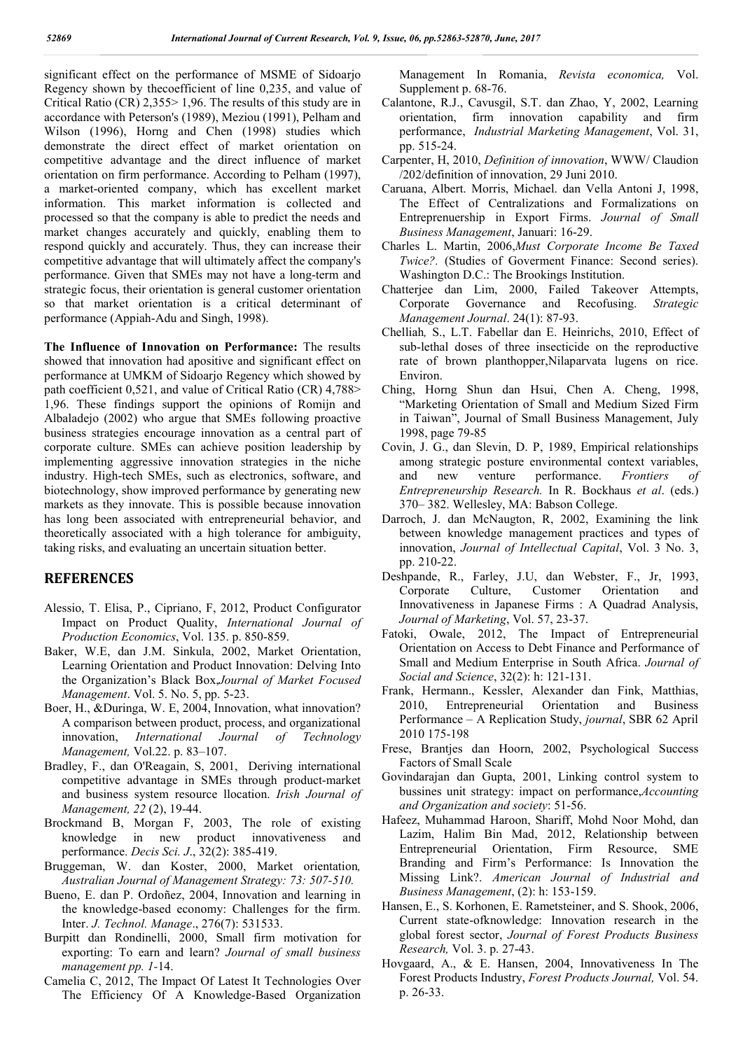significant effect on the performance of MSME of Sidoarjo Regency shown by thecoefficient of line 0,235, and value of Critical Ratio (CR) 2,355> 1,96. The results of this study are in accordance with Peterson's (1989), Meziou (1991), Pelham and Wilson (1996), Horng and Chen (1998) studies which demonstrate the direct effect of market orientation on competitive advantage and the direct influence of market orientation on firm performance. According to Pelham (1997), a market-oriented company, which has excellent market information. This market information is collected and processed so that the company is able to predict the needs and market changes accurately and quickly, enabling them to respond quickly and accurately. Thus, they can increase their competitive advantage that will ultimately affect the company's performance. Given that SMEs may not have a long-term and strategic focus, their orientation is general customer orientation so that market orientation is a critical determinant of performance (Appiah-Adu and Singh, 1998).

**The Influence of Innovation on Performance:** The results showed that innovation had apositive and significant effect on performance at UMKM of Sidoarjo Regency which showed by path coefficient 0,521, and value of Critical Ratio (CR) 4,788> 1,96. These findings support the opinions of Romijn and Albaladejo (2002) who argue that SMEs following proactive business strategies encourage innovation as a central part of corporate culture. SMEs can achieve position leadership by implementing aggressive innovation strategies in the niche industry. High-tech SMEs, such as electronics, software, and biotechnology, show improved performance by generating new markets as they innovate. This is possible because innovation has long been associated with entrepreneurial behavior, and theoretically associated with a high tolerance for ambiguity, taking risks, and evaluating an uncertain situation better.

## REFERENCES

- Alessio, T. Elisa, P., Cipriano, F, 2012, Product Configurator Impact on Product Quality, *International Journal of Production Economics*, Vol. 135. p. 850-859.
- Baker, W.E, dan J.M. Sinkula, 2002, Market Orientation, Learning Orientation and Product Innovation: Delving Into the Organization's Black Box,*Journal of Market Focused Management*. Vol. 5. No. 5, pp. 5-23.
- Boer, H., &Duringa, W. E, 2004, Innovation, what innovation? A comparison between product, process, and organizational innovation, *International Journal of Technology Management,* Vol.22. p. 83–107.
- Bradley, F., dan O'Reagain, S, 2001, Deriving international competitive advantage in SMEs through product-market and business system resource llocation. *Irish Journal of Management, 22* (2), 19-44.
- Brockmand B, Morgan F, 2003, The role of existing knowledge in new product innovativeness and performance. *Decis Sci. J*., 32(2): 385-419.
- Bruggeman, W. dan Koster, 2000, Market orientation*, Australian Journal of Management Strategy: 73: 507-510.*
- Bueno, E. dan P. Ordoñez, 2004, Innovation and learning in the knowledge-based economy: Challenges for the firm. Inter. *J. Technol. Manage*., 276(7): 531533.
- Burpitt dan Rondinelli, 2000, Small firm motivation for exporting: To earn and learn? *Journal of small business management pp. 1-*14.
- Camelia C, 2012, The Impact Of Latest It Technologies Over The Efficiency Of A Knowledge-Based Organization Management In Romania, *Revista economica,* Vol. Supplement p. 68-76.
- Calantone, R.J., Cavusgil, S.T. dan Zhao, Y, 2002, Learning orientation, firm innovation capability and firm performance, *Industrial Marketing Management*, Vol. 31, pp. 515-24.
- Carpenter, H, 2010, *Definition of innovation*, WWW/ Claudion /202/definition of innovation, 29 Juni 2010.
- Caruana, Albert. Morris, Michael. dan Vella Antoni J, 1998, The Effect of Centralizations and Formalizations on Entreprenuership in Export Firms. *Journal of Small Business Management*, Januari: 16-29.
- Charles L. Martin, 2006,*Must Corporate Income Be Taxed Twice?*. (Studies of Goverment Finance: Second series). Washington D.C.: The Brookings Institution.
- Chatterjee dan Lim, 2000, Failed Takeover Attempts, Corporate Governance and Recofusing. *Strategic Management Journal*. 24(1): 87-93.
- Chelliah*,* S., L.T. Fabellar dan E. Heinrichs, 2010, Effect of sub-lethal doses of three insecticide on the reproductive rate of brown planthopper,Nilaparvata lugens on rice. Environ.
- Ching, Horng Shun dan Hsui, Chen A. Cheng, 1998, "Marketing Orientation of Small and Medium Sized Firm in Taiwan", Journal of Small Business Management, July 1998, page 79-85
- Covin, J. G., dan Slevin, D. P, 1989, Empirical relationships among strategic posture environmental context variables, and new venture performance. *Frontiers of Entrepreneurship Research.* In R. Bockhaus *et al*. (eds.) 370– 382. Wellesley, MA: Babson College.
- Darroch, J. dan McNaugton, R, 2002, Examining the link between knowledge management practices and types of innovation, *Journal of Intellectual Capital*, Vol. 3 No. 3, pp. 210-22.
- Deshpande, R., Farley, J.U, dan Webster, F., Jr, 1993, Corporate Culture, Customer Orientation and Innovativeness in Japanese Firms : A Quadrad Analysis, *Journal of Marketing*, Vol. 57, 23-37.
- Fatoki, Owale, 2012, The Impact of Entrepreneurial Orientation on Access to Debt Finance and Performance of Small and Medium Enterprise in South Africa. *Journal of Social and Science*, 32(2): h: 121-131.
- Frank, Hermann., Kessler, Alexander dan Fink, Matthias, 2010, Entrepreneurial Orientation and Business Performance – A Replication Study, *journal*, SBR 62 April 2010 175-198
- Frese, Brantjes dan Hoorn, 2002, Psychological Success Factors of Small Scale
- Govindarajan dan Gupta, 2001, Linking control system to bussines unit strategy: impact on performance,*Accounting and Organization and society*: 51-56.
- Hafeez, Muhammad Haroon, Shariff, Mohd Noor Mohd, dan Lazim, Halim Bin Mad, 2012, Relationship between Entrepreneurial Orientation, Firm Resource, SME Branding and Firm's Performance: Is Innovation the Missing Link?. *American Journal of Industrial and Business Management*, (2): h: 153-159.
- Hansen, E., S. Korhonen, E. Rametsteiner, and S. Shook, 2006, Current state-ofknowledge: Innovation research in the global forest sector, *Journal of Forest Products Business Research,* Vol. 3. p. 27-43.
- Hovgaard, A., & E. Hansen, 2004, Innovativeness In The Forest Products Industry, *Forest Products Journal,* Vol. 54. p. 26-33.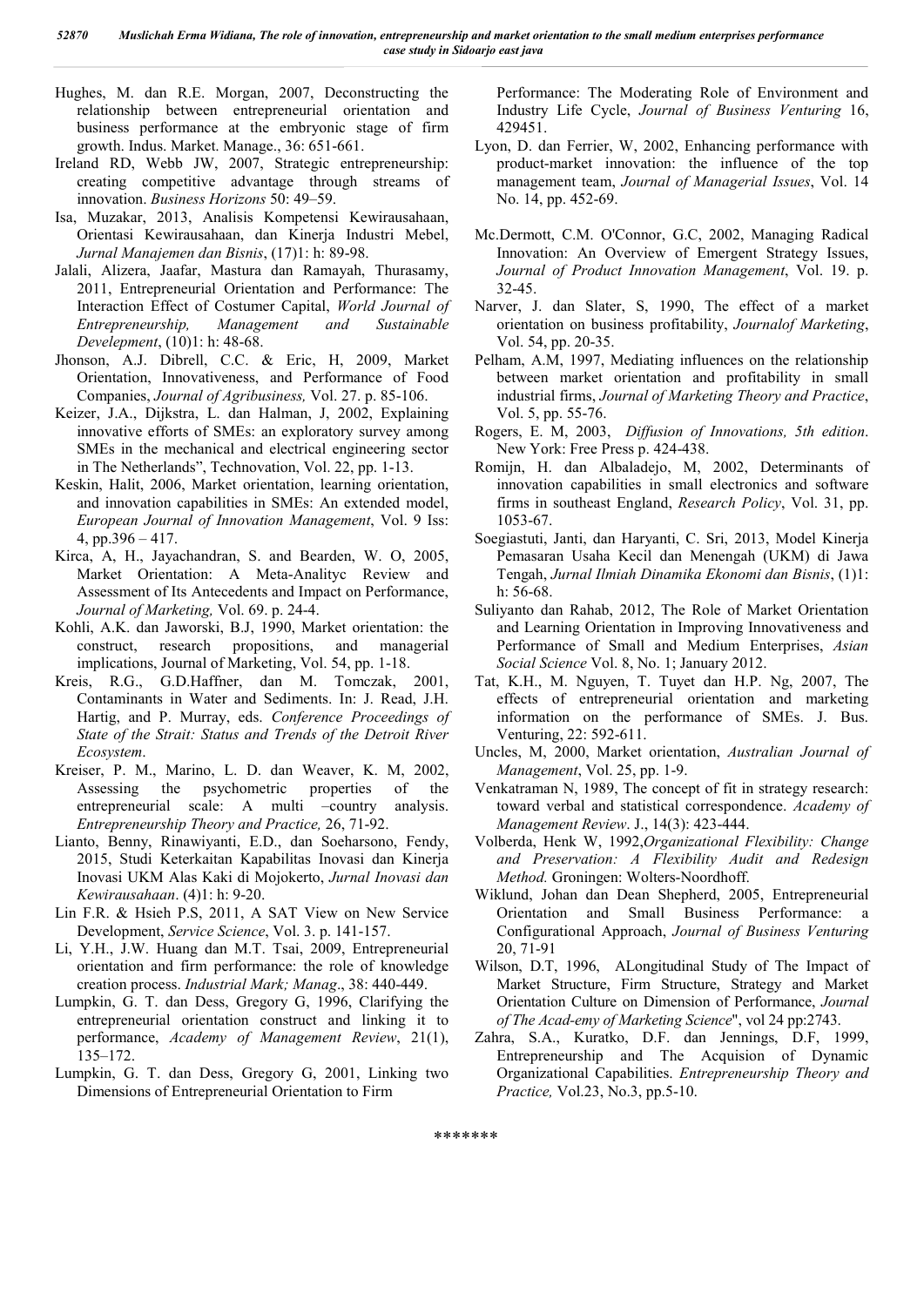Hughes, M. dan R.E. Morgan, 2007, Deconstructing the relationship between entrepreneurial orientation and business performance at the embryonic stage of firm growth. Indus. Market. Manage., 36: 651-661.

Ireland RD, Webb JW, 2007, Strategic entrepreneurship: creating competitive advantage through streams of innovation. *Business Horizons* 50: 49–59.

Isa, Muzakar, 2013, Analisis Kompetensi Kewirausahaan, Orientasi Kewirausahaan, dan Kinerja Industri Mebel, *Jurnal Manajemen dan Bisnis*, (17)1: h: 89-98.

Jalali, Alizera, Jaafar, Mastura dan Ramayah, Thurasamy, 2011, Entrepreneurial Orientation and Performance: The Interaction Effect of Costumer Capital, *World Journal of Entrepreneurship, Management and Sustainable Develepment*, (10)1: h: 48-68.

Jhonson, A.J. Dibrell, C.C. & Eric, H, 2009, Market Orientation, Innovativeness, and Performance of Food Companies, *Journal of Agribusiness,* Vol. 27. p. 85-106.

Keizer, J.A., Dijkstra, L. dan Halman, J, 2002, Explaining innovative efforts of SMEs: an exploratory survey among SMEs in the mechanical and electrical engineering sector in The Netherlands", Technovation, Vol. 22, pp. 1-13.

Keskin, Halit, 2006, Market orientation, learning orientation, and innovation capabilities in SMEs: An extended model, *European Journal of Innovation Management*, Vol. 9 Iss: 4, pp.396 – 417.

Kirca, A, H., Jayachandran, S. and Bearden, W. O, 2005, Market Orientation: A Meta-Analityc Review and Assessment of Its Antecedents and Impact on Performance, *Journal of Marketing,* Vol. 69. p. 24-4.

Kohli, A.K. dan Jaworski, B.J, 1990, Market orientation: the construct, research propositions, and managerial implications, Journal of Marketing, Vol. 54, pp. 1-18.

Kreis, R.G., G.D.Haffner, dan M. Tomczak, 2001, Contaminants in Water and Sediments. In: J. Read, J.H. Hartig, and P. Murray, eds. *Conference Proceedings of State of the Strait: Status and Trends of the Detroit River Ecosystem*.

Kreiser, P. M., Marino, L. D. dan Weaver, K. M, 2002, Assessing the psychometric properties of the entrepreneurial scale: A multi –country analysis. *Entrepreneurship Theory and Practice,* 26, 71-92.

Lianto, Benny, Rinawiyanti, E.D., dan Soeharsono, Fendy, 2015, Studi Keterkaitan Kapabilitas Inovasi dan Kinerja Inovasi UKM Alas Kaki di Mojokerto, *Jurnal Inovasi dan Kewirausahaan*. (4)1: h: 9-20.

Lin F.R. & Hsieh P.S, 2011, A SAT View on New Service Development, *Service Science*, Vol. 3. p. 141-157.

Li, Y.H., J.W. Huang dan M.T. Tsai, 2009, Entrepreneurial orientation and firm performance: the role of knowledge creation process. *Industrial Mark; Manag*., 38: 440-449.

Lumpkin, G. T. dan Dess, Gregory G, 1996, Clarifying the entrepreneurial orientation construct and linking it to performance, *Academy of Management Review*, 21(1), 135–172.

Lumpkin, G. T. dan Dess, Gregory G, 2001, Linking two Dimensions of Entrepreneurial Orientation to Firm Performance: The Moderating Role of Environment and Industry Life Cycle, *Journal of Business Venturing* 16, 429451.

Lyon, D. dan Ferrier, W, 2002, Enhancing performance with product-market innovation: the influence of the top management team, *Journal of Managerial Issues*, Vol. 14 No. 14, pp. 452-69.

Mc.Dermott, C.M. O'Connor, G.C, 2002, Managing Radical Innovation: An Overview of Emergent Strategy Issues, *Journal of Product Innovation Management*, Vol. 19. p. 32-45.

Narver, J. dan Slater, S, 1990, The effect of a market orientation on business profitability, *Journalof Marketing*, Vol. 54, pp. 20-35.

Pelham, A.M, 1997, Mediating influences on the relationship between market orientation and profitability in small industrial firms, *Journal of Marketing Theory and Practice*, Vol. 5, pp. 55-76.

Rogers, E. M, 2003, *Diffusion of Innovations, 5th edition*. New York: Free Press p. 424-438.

Romijn, H. dan Albaladejo, M, 2002, Determinants of innovation capabilities in small electronics and software firms in southeast England, *Research Policy*, Vol. 31, pp. 1053-67.

Soegiastuti, Janti, dan Haryanti, C. Sri, 2013, Model Kinerja Pemasaran Usaha Kecil dan Menengah (UKM) di Jawa Tengah, *Jurnal Ilmiah Dinamika Ekonomi dan Bisnis*, (1)1: h: 56-68.

Suliyanto dan Rahab, 2012, The Role of Market Orientation and Learning Orientation in Improving Innovativeness and Performance of Small and Medium Enterprises, *Asian Social Science* Vol. 8, No. 1; January 2012.

Tat, K.H., M. Nguyen, T. Tuyet dan H.P. Ng, 2007, The effects of entrepreneurial orientation and marketing information on the performance of SMEs. J. Bus. Venturing, 22: 592-611.

Uncles, M, 2000, Market orientation, *Australian Journal of Management*, Vol. 25, pp. 1-9.

Venkatraman N, 1989, The concept of fit in strategy research: toward verbal and statistical correspondence. *Academy of Management Review*. J., 14(3): 423-444.

Volberda, Henk W, 1992,*Organizational Flexibility: Change and Preservation: A Flexibility Audit and Redesign Method.* Groningen: Wolters-Noordhoff.

Wiklund, Johan dan Dean Shepherd, 2005, Entrepreneurial Orientation and Small Business Performance: a Configurational Approach, *Journal of Business Venturing* 20, 71-91

Wilson, D.T, 1996, ALongitudinal Study of The Impact of Market Structure, Firm Structure, Strategy and Market Orientation Culture on Dimension of Performance, *Journal of The Acad-emy of Marketing Science*", vol 24 pp:2743.

Zahra, S.A., Kuratko, D.F. dan Jennings, D.F, 1999, Entrepreneurship and The Acquision of Dynamic Organizational Capabilities. *Entrepreneurship Theory and Practice,* Vol.23, No.3, pp.5-10.

*******